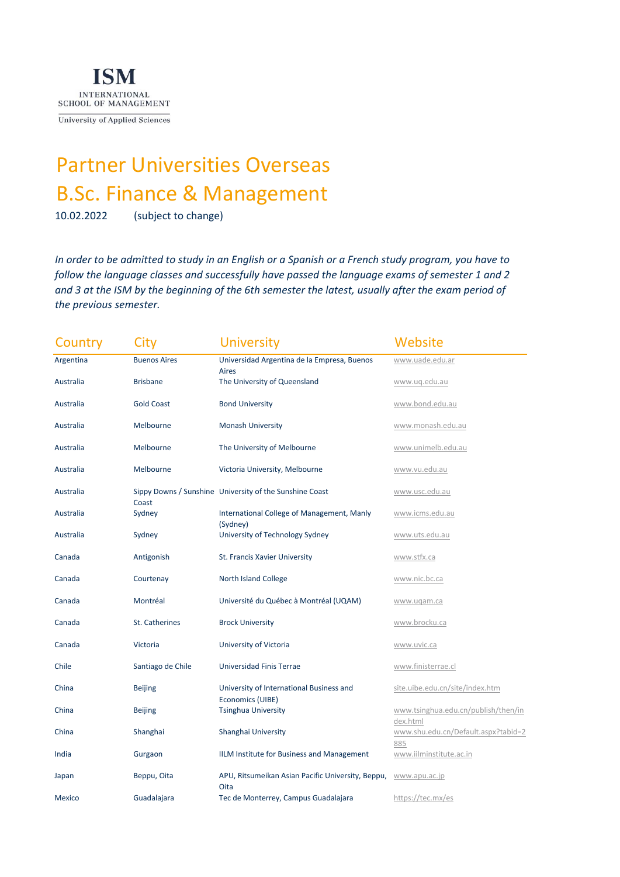**ISM**
INTERNATIONAL SCHOOL OF MANAGEMENT
University of Applied Sciences

# Partner Universities Overseas
# B.Sc. Finance & Management

10.02.2022 (subject to change)

*In order to be admitted to study in an English or a Spanish or a French study program, you have to follow the language classes and successfully have passed the language exams of semester 1 and 2 and 3 at the ISM by the beginning of the 6th semester the latest, usually after the exam period of the previous semester.*

| Country | City | University | Website |
|---|---|---|---|
| Argentina | Buenos Aires | Universidad Argentina de la Empresa, Buenos Aires | www.uade.edu.ar |
| Australia | Brisbane | The University of Queensland | www.uq.edu.au |
| Australia | Gold Coast | Bond University | www.bond.edu.au |
| Australia | Melbourne | Monash University | www.monash.edu.au |
| Australia | Melbourne | The University of Melbourne | www.unimelb.edu.au |
| Australia | Melbourne | Victoria University, Melbourne | www.vu.edu.au |
| Australia | Sippy Downs / Sunshine Coast | University of the Sunshine Coast | www.usc.edu.au |
| Australia | Sydney | International College of Management, Manly (Sydney) | www.icms.edu.au |
| Australia | Sydney | University of Technology Sydney | www.uts.edu.au |
| Canada | Antigonish | St. Francis Xavier University | www.stfx.ca |
| Canada | Courtenay | North Island College | www.nic.bc.ca |
| Canada | Montréal | Université du Québec à Montréal (UQAM) | www.uqam.ca |
| Canada | St. Catherines | Brock University | www.brocku.ca |
| Canada | Victoria | University of Victoria | www.uvic.ca |
| Chile | Santiago de Chile | Universidad Finis Terrae | www.finisterrae.cl |
| China | Beijing | University of International Business and Economics (UIBE) | site.uibe.edu.cn/site/index.htm |
| China | Beijing | Tsinghua University | www.tsinghua.edu.cn/publish/then/index.html |
| China | Shanghai | Shanghai University | www.shu.edu.cn/Default.aspx?tabid=2885 |
| India | Gurgaon | IILM Institute for Business and Management | www.iilminstitute.ac.in |
| Japan | Beppu, Oita | APU, Ritsumeikan Asian Pacific University, Beppu, Oita | www.apu.ac.jp |
| Mexico | Guadalajara | Tec de Monterrey, Campus Guadalajara | https://tec.mx/es |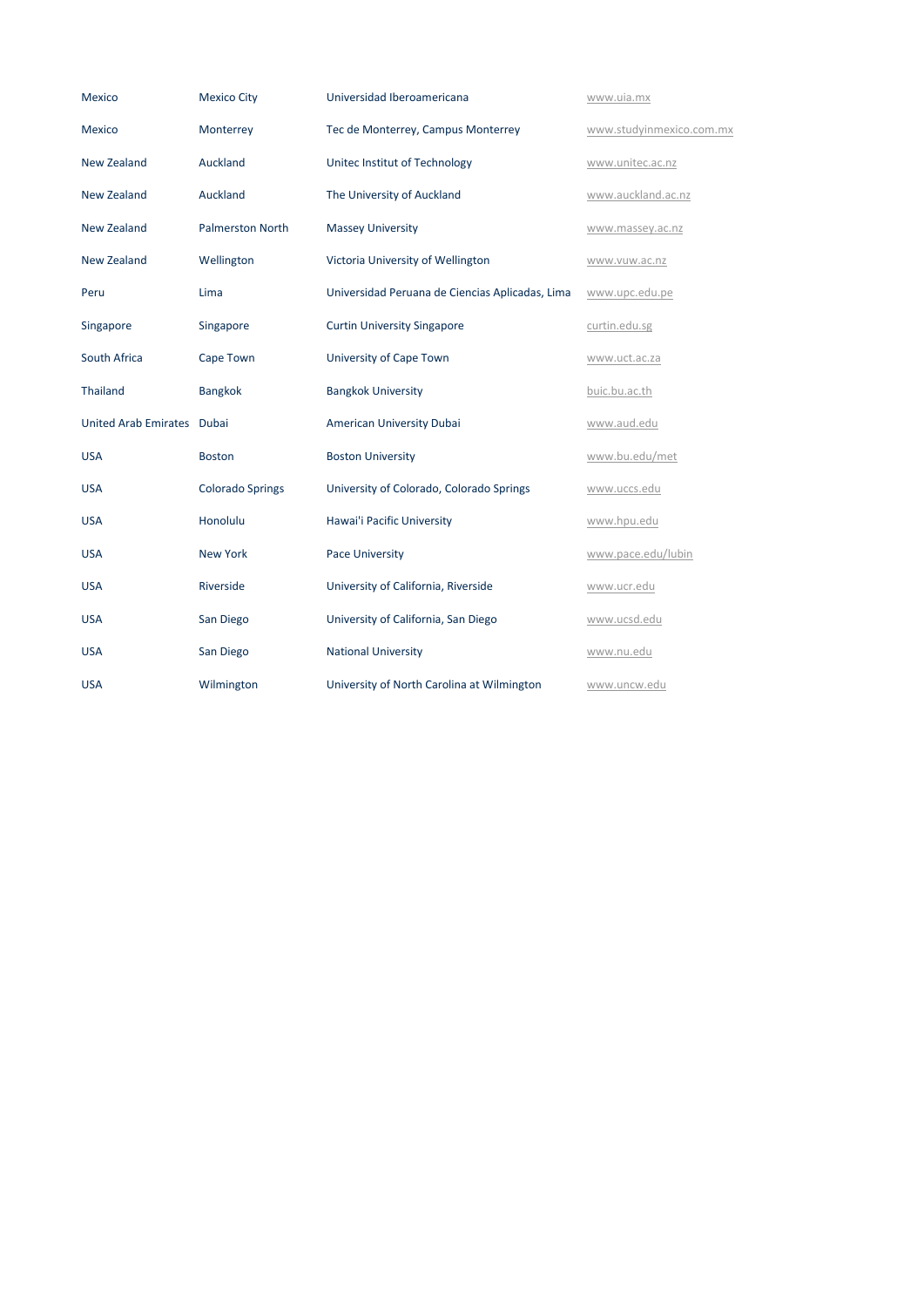| | | | |
|---|---|---|---|
| Mexico | Mexico City | Universidad Iberoamericana | www.uia.mx |
| Mexico | Monterrey | Tec de Monterrey, Campus Monterrey | www.studyinmexico.com.mx |
| New Zealand | Auckland | Unitec Institut of Technology | www.unitec.ac.nz |
| New Zealand | Auckland | The University of Auckland | www.auckland.ac.nz |
| New Zealand | Palmerston North | Massey University | www.massey.ac.nz |
| New Zealand | Wellington | Victoria University of Wellington | www.vuw.ac.nz |
| Peru | Lima | Universidad Peruana de Ciencias Aplicadas, Lima | www.upc.edu.pe |
| Singapore | Singapore | Curtin University Singapore | curtin.edu.sg |
| South Africa | Cape Town | University of Cape Town | www.uct.ac.za |
| Thailand | Bangkok | Bangkok University | buic.bu.ac.th |
| United Arab Emirates | Dubai | American University Dubai | www.aud.edu |
| USA | Boston | Boston University | www.bu.edu/met |
| USA | Colorado Springs | University of Colorado, Colorado Springs | www.uccs.edu |
| USA | Honolulu | Hawai'i Pacific University | www.hpu.edu |
| USA | New York | Pace University | www.pace.edu/lubin |
| USA | Riverside | University of California, Riverside | www.ucr.edu |
| USA | San Diego | University of California, San Diego | www.ucsd.edu |
| USA | San Diego | National University | www.nu.edu |
| USA | Wilmington | University of North Carolina at Wilmington | www.uncw.edu |